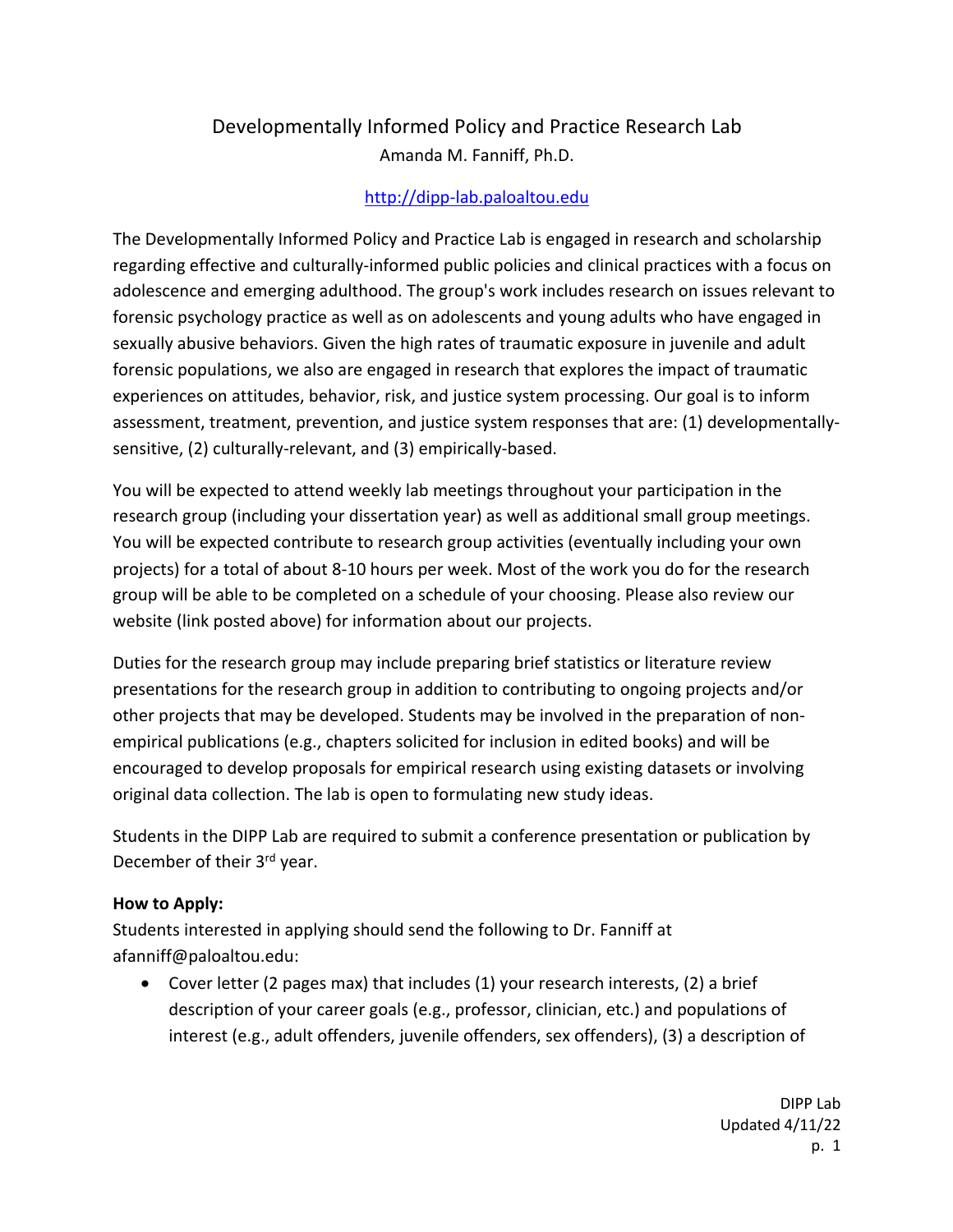# Developmentally Informed Policy and Practice Research Lab

Amanda M. Fanniff, Ph.D.

http://dipp-lab.paloaltou.edu

The Developmentally Informed Policy and Practice Lab is engaged in research and scholarship regarding effective and culturally-informed public policies and clinical practices with a focus on adolescence and emerging adulthood. The group's work includes research on issues relevant to forensic psychology practice as well as on adolescents and young adults who have engaged in sexually abusive behaviors. Given the high rates of traumatic exposure in juvenile and adult forensic populations, we also are engaged in research that explores the impact of traumatic experiences on attitudes, behavior, risk, and justice system processing. Our goal is to inform assessment, treatment, prevention, and justice system responses that are: (1) developmentally-sensitive, (2) culturally-relevant, and (3) empirically-based.

You will be expected to attend weekly lab meetings throughout your participation in the research group (including your dissertation year) as well as additional small group meetings. You will be expected contribute to research group activities (eventually including your own projects) for a total of about 8-10 hours per week. Most of the work you do for the research group will be able to be completed on a schedule of your choosing. Please also review our website (link posted above) for information about our projects.

Duties for the research group may include preparing brief statistics or literature review presentations for the research group in addition to contributing to ongoing projects and/or other projects that may be developed. Students may be involved in the preparation of non-empirical publications (e.g., chapters solicited for inclusion in edited books) and will be encouraged to develop proposals for empirical research using existing datasets or involving original data collection. The lab is open to formulating new study ideas.

Students in the DIPP Lab are required to submit a conference presentation or publication by December of their 3rd year.

**How to Apply:**

Students interested in applying should send the following to Dr. Fanniff at afanniff@paloaltou.edu:

- Cover letter (2 pages max) that includes (1) your research interests, (2) a brief description of your career goals (e.g., professor, clinician, etc.) and populations of interest (e.g., adult offenders, juvenile offenders, sex offenders), (3) a description of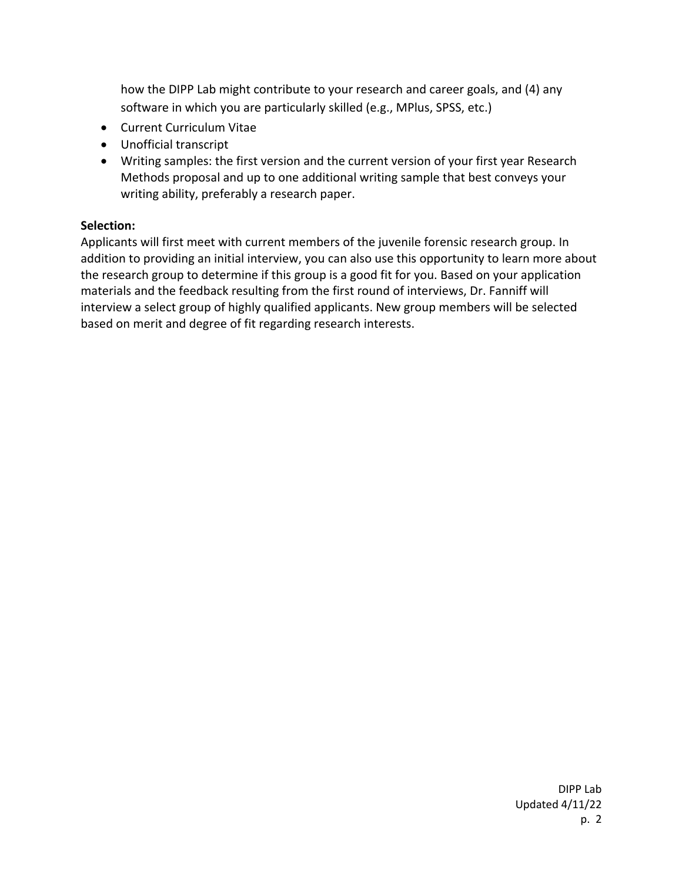how the DIPP Lab might contribute to your research and career goals, and (4) any software in which you are particularly skilled (e.g., MPlus, SPSS, etc.)

- Current Curriculum Vitae
- Unofficial transcript
- Writing samples: the first version and the current version of your first year Research Methods proposal and up to one additional writing sample that best conveys your writing ability, preferably a research paper.

**Selection:**

Applicants will first meet with current members of the juvenile forensic research group. In addition to providing an initial interview, you can also use this opportunity to learn more about the research group to determine if this group is a good fit for you. Based on your application materials and the feedback resulting from the first round of interviews, Dr. Fanniff will interview a select group of highly qualified applicants. New group members will be selected based on merit and degree of fit regarding research interests.